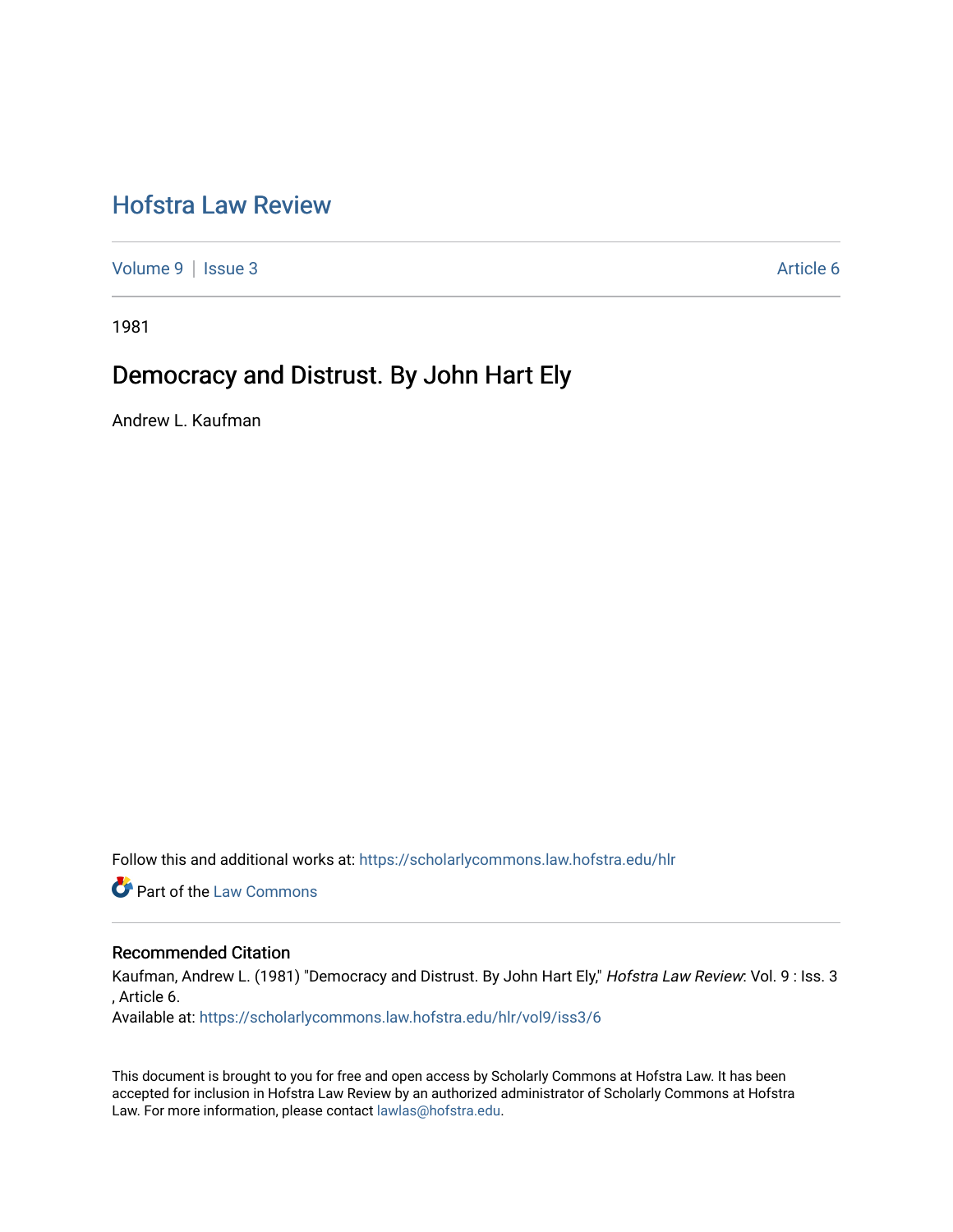# Hofstra Law Review

Volume 9 | Issue 3 Article 6

1981

## Democracy and Distrust. By John Hart Ely

Andrew L. Kaufman

Follow this and additional works at: https://scholarlycommons.law.hofstra.edu/hlr

Part of the Law Commons

### Recommended Citation

Kaufman, Andrew L. (1981) "Democracy and Distrust. By John Hart Ely," *Hofstra Law Review*: Vol. 9 : Iss. 3 , Article 6.

Available at: https://scholarlycommons.law.hofstra.edu/hlr/vol9/iss3/6

This document is brought to you for free and open access by Scholarly Commons at Hofstra Law. It has been accepted for inclusion in Hofstra Law Review by an authorized administrator of Scholarly Commons at Hofstra Law. For more information, please contact lawlas@hofstra.edu.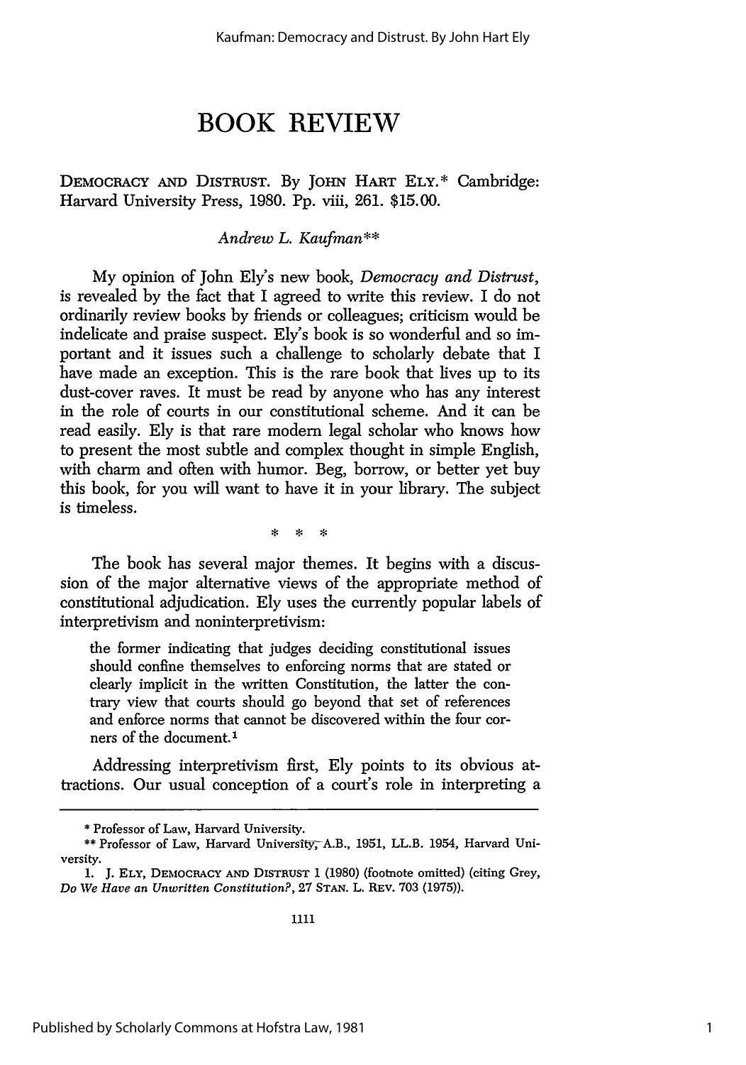# BOOK REVIEW

DEMOCRACY AND DISTRUST. By JOHN HART ELY.* Cambridge: Harvard University Press, 1980. Pp. viii, 261. $15.00.

*Andrew L. Kaufman***

My opinion of John Ely's new book, *Democracy and Distrust*, is revealed by the fact that I agreed to write this review. I do not ordinarily review books by friends or colleagues; criticism would be indelicate and praise suspect. Ely's book is so wonderful and so important and it issues such a challenge to scholarly debate that I have made an exception. This is the rare book that lives up to its dust-cover raves. It must be read by anyone who has any interest in the role of courts in our constitutional scheme. And it can be read easily. Ely is that rare modern legal scholar who knows how to present the most subtle and complex thought in simple English, with charm and often with humor. Beg, borrow, or better yet buy this book, for you will want to have it in your library. The subject is timeless.

\* \* \*

The book has several major themes. It begins with a discussion of the major alternative views of the appropriate method of constitutional adjudication. Ely uses the currently popular labels of interpretivism and noninterpretivism:

> the former indicating that judges deciding constitutional issues should confine themselves to enforcing norms that are stated or clearly implicit in the written Constitution, the latter the contrary view that courts should go beyond that set of references and enforce norms that cannot be discovered within the four corners of the document.[1]

Addressing interpretivism first, Ely points to its obvious attractions. Our usual conception of a court's role in interpreting a

---

\* Professor of Law, Harvard University.

\*\* Professor of Law, Harvard University, A.B., 1951, LL.B. 1954, Harvard University.

1. J. ELY, DEMOCRACY AND DISTRUST 1 (1980) (footnote omitted) (citing Grey, *Do We Have an Unwritten Constitution?*, 27 STAN. L. REV. 703 (1975)).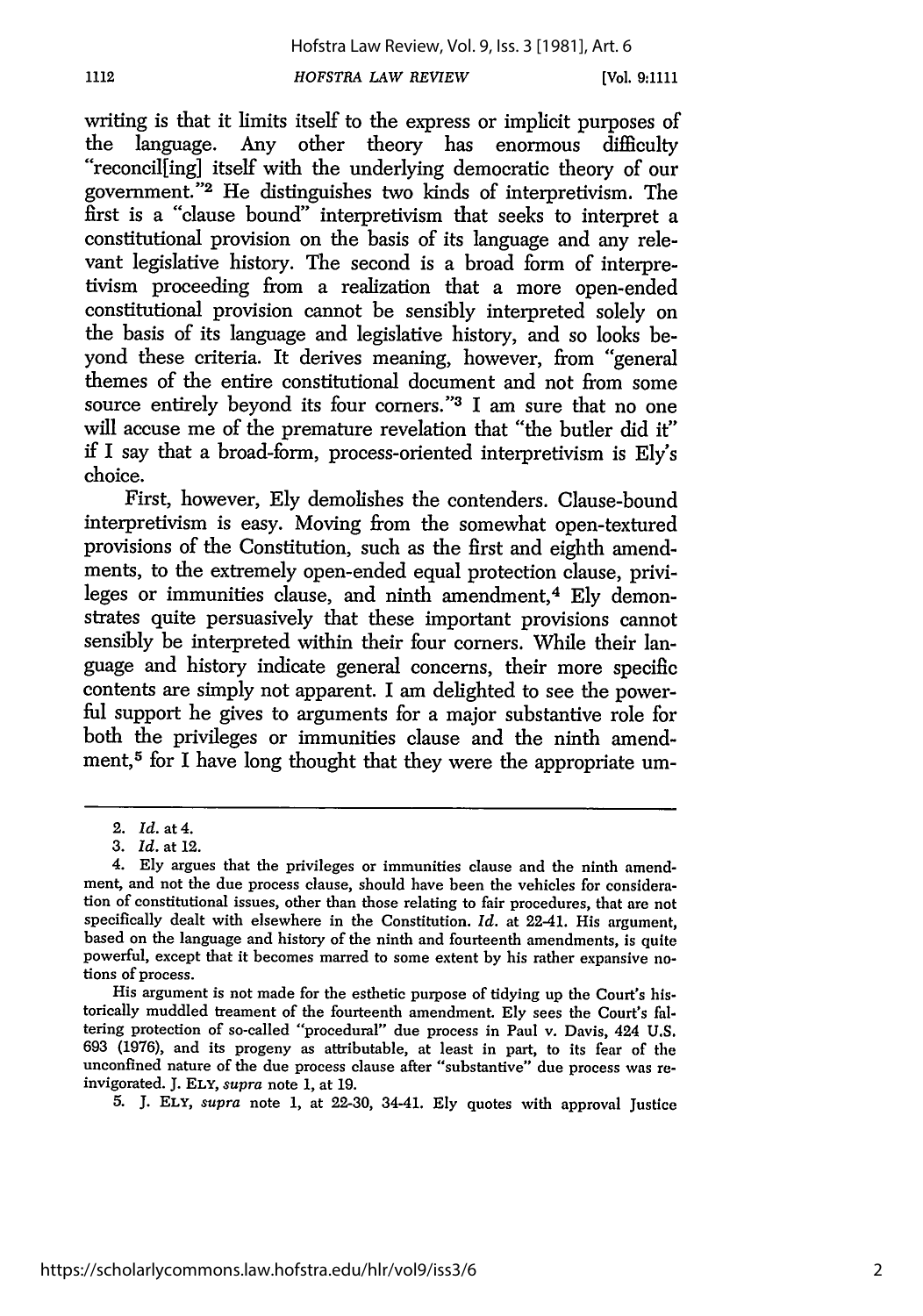writing is that it limits itself to the express or implicit purposes of the language. Any other theory has enormous difficulty "reconcil[ing] itself with the underlying democratic theory of our government."[2] He distinguishes two kinds of interpretivism. The first is a "clause bound" interpretivism that seeks to interpret a constitutional provision on the basis of its language and any relevant legislative history. The second is a broad form of interpretivism proceeding from a realization that a more open-ended constitutional provision cannot be sensibly interpreted solely on the basis of its language and legislative history, and so looks beyond these criteria. It derives meaning, however, from "general themes of the entire constitutional document and not from some source entirely beyond its four corners."[3] I am sure that no one will accuse me of the premature revelation that "the butler did it" if I say that a broad-form, process-oriented interpretivism is Ely's choice.

First, however, Ely demolishes the contenders. Clause-bound interpretivism is easy. Moving from the somewhat open-textured provisions of the Constitution, such as the first and eighth amendments, to the extremely open-ended equal protection clause, privileges or immunities clause, and ninth amendment,[4] Ely demonstrates quite persuasively that these important provisions cannot sensibly be interpreted within their four corners. While their language and history indicate general concerns, their more specific contents are simply not apparent. I am delighted to see the powerful support he gives to arguments for a major substantive role for both the privileges or immunities clause and the ninth amendment,[5] for I have long thought that they were the appropriate um-

---

2. *Id.* at 4.

3. *Id.* at 12.

4. Ely argues that the privileges or immunities clause and the ninth amendment, and not the due process clause, should have been the vehicles for consideration of constitutional issues, other than those relating to fair procedures, that are not specifically dealt with elsewhere in the Constitution. *Id.* at 22-41. His argument, based on the language and history of the ninth and fourteenth amendments, is quite powerful, except that it becomes marred to some extent by his rather expansive notions of process.

His argument is not made for the esthetic purpose of tidying up the Court's historically muddled treament of the fourteenth amendment. Ely sees the Court's faltering protection of so-called "procedural" due process in Paul v. Davis, 424 U.S. 693 (1976), and its progeny as attributable, at least in part, to its fear of the unconfined nature of the due process clause after "substantive" due process was reinvigorated. J. ELY, *supra* note 1, at 19.

5. J. ELY, *supra* note 1, at 22-30, 34-41. Ely quotes with approval Justice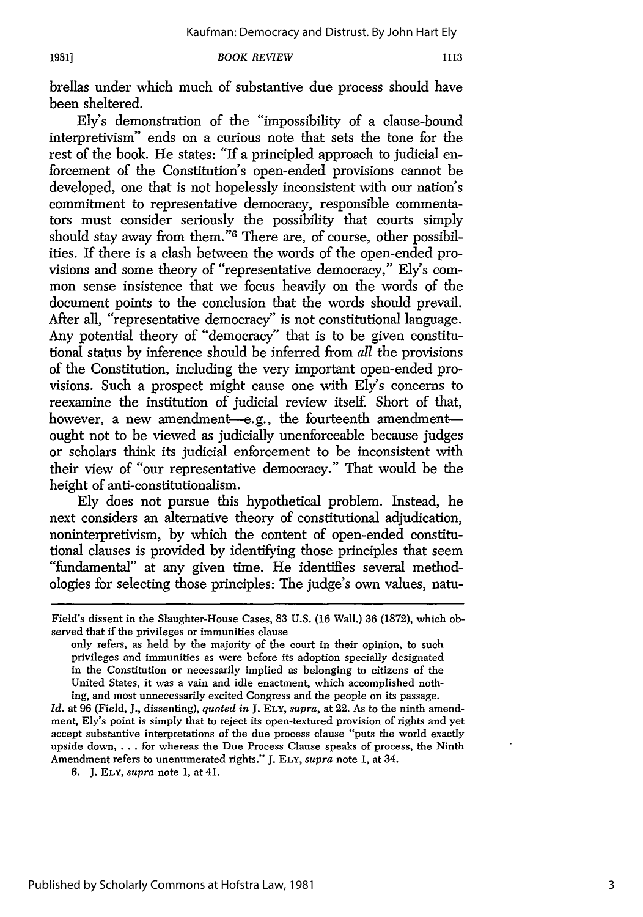brellas under which much of substantive due process should have been sheltered.

Ely's demonstration of the "impossibility of a clause-bound interpretivism" ends on a curious note that sets the tone for the rest of the book. He states: "If a principled approach to judicial enforcement of the Constitution's open-ended provisions cannot be developed, one that is not hopelessly inconsistent with our nation's commitment to representative democracy, responsible commentators must consider seriously the possibility that courts simply should stay away from them."[6] There are, of course, other possibilities. If there is a clash between the words of the open-ended provisions and some theory of "representative democracy," Ely's common sense insistence that we focus heavily on the words of the document points to the conclusion that the words should prevail. After all, "representative democracy" is not constitutional language. Any potential theory of "democracy" that is to be given constitutional status by inference should be inferred from *all* the provisions of the Constitution, including the very important open-ended provisions. Such a prospect might cause one with Ely's concerns to reexamine the institution of judicial review itself. Short of that, however, a new amendment—e.g., the fourteenth amendment—ought not to be viewed as judicially unenforceable because judges or scholars think its judicial enforcement to be inconsistent with their view of "our representative democracy." That would be the height of anti-constitutionalism.

Ely does not pursue this hypothetical problem. Instead, he next considers an alternative theory of constitutional adjudication, noninterpretivism, by which the content of open-ended constitutional clauses is provided by identifying those principles that seem "fundamental" at any given time. He identifies several methodologies for selecting those principles: The judge's own values, natu-

---

Field's dissent in the Slaughter-House Cases, 83 U.S. (16 Wall.) 36 (1872), which observed that if the privileges or immunities clause

> only refers, as held by the majority of the court in their opinion, to such privileges and immunities as were before its adoption specially designated in the Constitution or necessarily implied as belonging to citizens of the United States, it was a vain and idle enactment, which accomplished nothing, and most unnecessarily excited Congress and the people on its passage.

*Id.* at 96 (Field, J., dissenting), *quoted in* J. ELY, *supra*, at 22. As to the ninth amendment, Ely's point is simply that to reject its open-textured provision of rights and yet accept substantive interpretations of the due process clause "puts the world exactly upside down, . . . for whereas the Due Process Clause speaks of process, the Ninth Amendment refers to unenumerated rights." J. ELY, *supra* note 1, at 34.

6. J. ELY, *supra* note 1, at 41.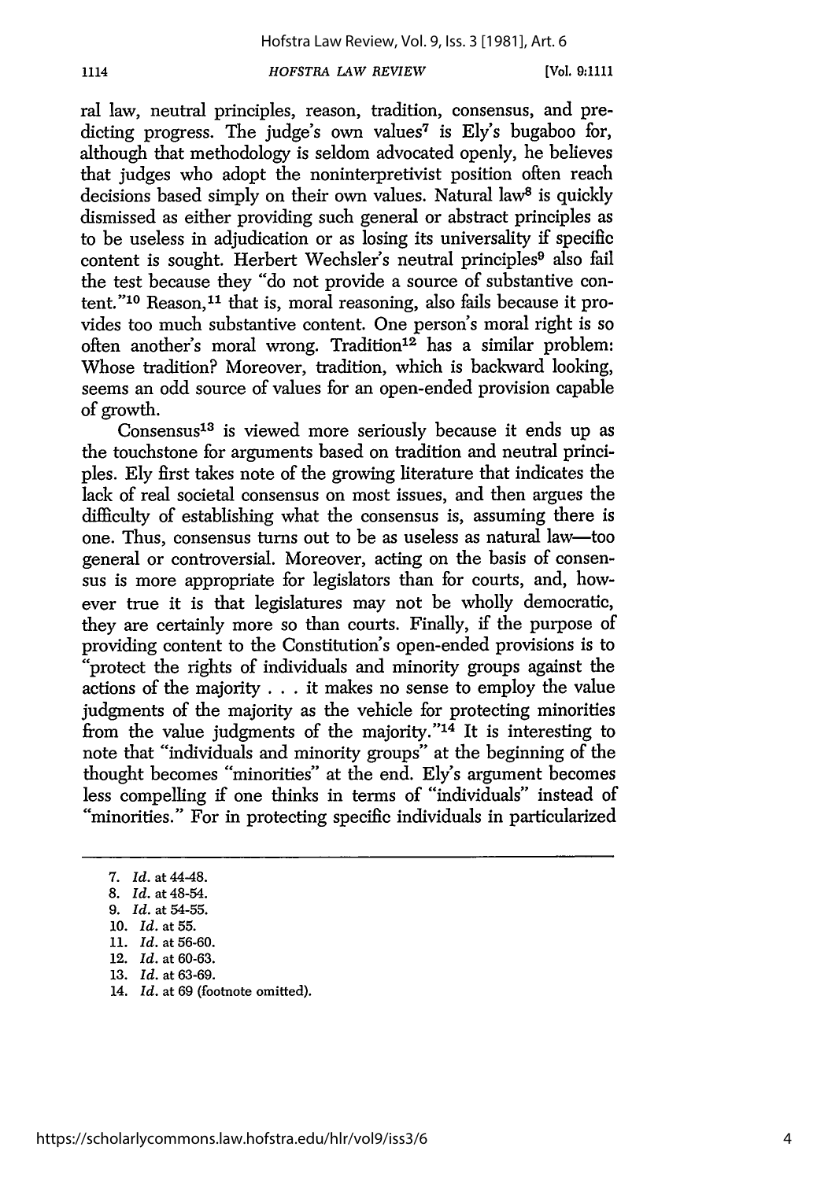ral law, neutral principles, reason, tradition, consensus, and predicting progress. The judge's own values[7] is Ely's bugaboo for, although that methodology is seldom advocated openly, he believes that judges who adopt the noninterpretivist position often reach decisions based simply on their own values. Natural law[8] is quickly dismissed as either providing such general or abstract principles as to be useless in adjudication or as losing its universality if specific content is sought. Herbert Wechsler's neutral principles[9] also fail the test because they "do not provide a source of substantive content."[10] Reason,[11] that is, moral reasoning, also fails because it provides too much substantive content. One person's moral right is so often another's moral wrong. Tradition[12] has a similar problem: Whose tradition? Moreover, tradition, which is backward looking, seems an odd source of values for an open-ended provision capable of growth.

Consensus[13] is viewed more seriously because it ends up as the touchstone for arguments based on tradition and neutral principles. Ely first takes note of the growing literature that indicates the lack of real societal consensus on most issues, and then argues the difficulty of establishing what the consensus is, assuming there is one. Thus, consensus turns out to be as useless as natural law—too general or controversial. Moreover, acting on the basis of consensus is more appropriate for legislators than for courts, and, however true it is that legislatures may not be wholly democratic, they are certainly more so than courts. Finally, if the purpose of providing content to the Constitution's open-ended provisions is to "protect the rights of individuals and minority groups against the actions of the majority . . . it makes no sense to employ the value judgments of the majority as the vehicle for protecting minorities from the value judgments of the majority."[14] It is interesting to note that "individuals and minority groups" at the beginning of the thought becomes "minorities" at the end. Ely's argument becomes less compelling if one thinks in terms of "individuals" instead of "minorities." For in protecting specific individuals in particularized

---

7. *Id.* at 44-48.
8. *Id.* at 48-54.
9. *Id.* at 54-55.
10. *Id.* at 55.
11. *Id.* at 56-60.
12. *Id.* at 60-63.
13. *Id.* at 63-69.
14. *Id.* at 69 (footnote omitted).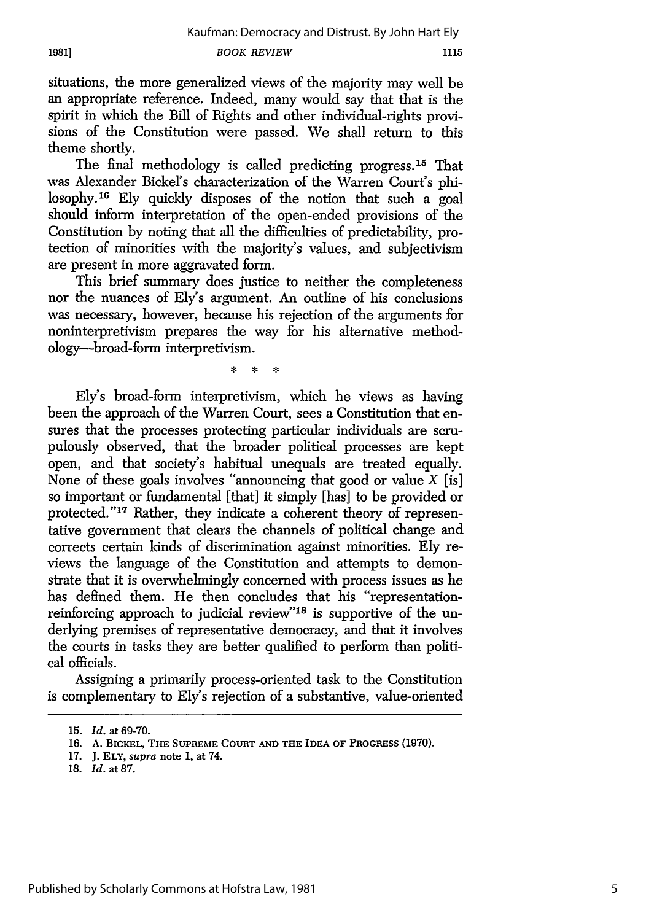situations, the more generalized views of the majority may well be an appropriate reference. Indeed, many would say that that is the spirit in which the Bill of Rights and other individual-rights provisions of the Constitution were passed. We shall return to this theme shortly.

The final methodology is called predicting progress.[15] That was Alexander Bickel's characterization of the Warren Court's philosophy.[16] Ely quickly disposes of the notion that such a goal should inform interpretation of the open-ended provisions of the Constitution by noting that all the difficulties of predictability, protection of minorities with the majority's values, and subjectivism are present in more aggravated form.

This brief summary does justice to neither the completeness nor the nuances of Ely's argument. An outline of his conclusions was necessary, however, because his rejection of the arguments for noninterpretivism prepares the way for his alternative methodology—broad-form interpretivism.

\* \* \*

Ely's broad-form interpretivism, which he views as having been the approach of the Warren Court, sees a Constitution that ensures that the processes protecting particular individuals are scrupulously observed, that the broader political processes are kept open, and that society's habitual unequals are treated equally. None of these goals involves "announcing that good or value *X* [is] so important or fundamental [that] it simply [has] to be provided or protected."[17] Rather, they indicate a coherent theory of representative government that clears the channels of political change and corrects certain kinds of discrimination against minorities. Ely reviews the language of the Constitution and attempts to demonstrate that it is overwhelmingly concerned with process issues as he has defined them. He then concludes that his "representation-reinforcing approach to judicial review"[18] is supportive of the underlying premises of representative democracy, and that it involves the courts in tasks they are better qualified to perform than political officials.

Assigning a primarily process-oriented task to the Constitution is complementary to Ely's rejection of a substantive, value-oriented

---

15. *Id.* at 69-70.
16. A. BICKEL, THE SUPREME COURT AND THE IDEA OF PROGRESS (1970).
17. J. ELY, *supra* note 1, at 74.
18. *Id.* at 87.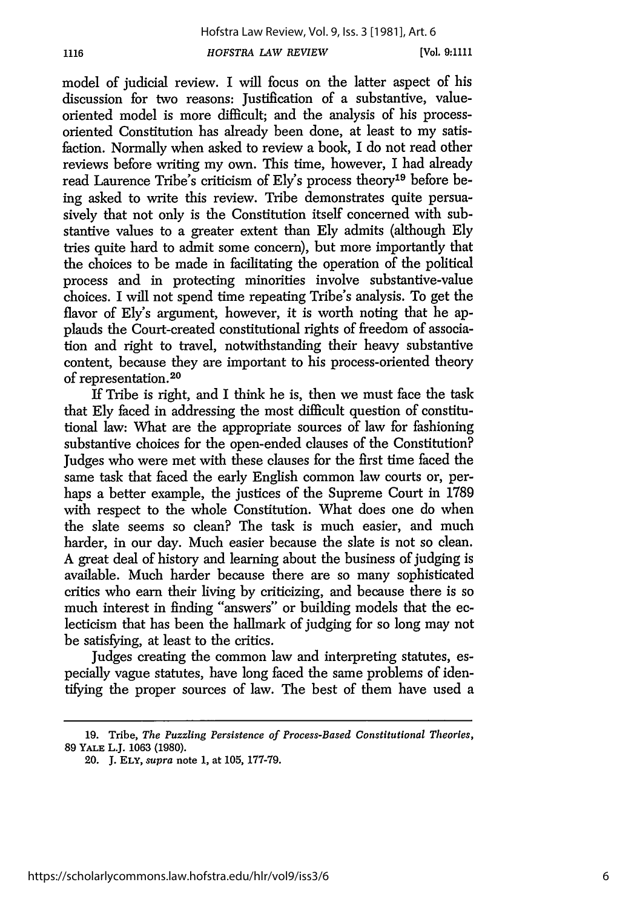model of judicial review. I will focus on the latter aspect of his discussion for two reasons: Justification of a substantive, value-oriented model is more difficult; and the analysis of his process-oriented Constitution has already been done, at least to my satisfaction. Normally when asked to review a book, I do not read other reviews before writing my own. This time, however, I had already read Laurence Tribe's criticism of Ely's process theory[19] before being asked to write this review. Tribe demonstrates quite persuasively that not only is the Constitution itself concerned with substantive values to a greater extent than Ely admits (although Ely tries quite hard to admit some concern), but more importantly that the choices to be made in facilitating the operation of the political process and in protecting minorities involve substantive-value choices. I will not spend time repeating Tribe's analysis. To get the flavor of Ely's argument, however, it is worth noting that he applauds the Court-created constitutional rights of freedom of association and right to travel, notwithstanding their heavy substantive content, because they are important to his process-oriented theory of representation.[20]

If Tribe is right, and I think he is, then we must face the task that Ely faced in addressing the most difficult question of constitutional law: What are the appropriate sources of law for fashioning substantive choices for the open-ended clauses of the Constitution? Judges who were met with these clauses for the first time faced the same task that faced the early English common law courts or, perhaps a better example, the justices of the Supreme Court in 1789 with respect to the whole Constitution. What does one do when the slate seems so clean? The task is much easier, and much harder, in our day. Much easier because the slate is not so clean. A great deal of history and learning about the business of judging is available. Much harder because there are so many sophisticated critics who earn their living by criticizing, and because there is so much interest in finding "answers" or building models that the eclecticism that has been the hallmark of judging for so long may not be satisfying, at least to the critics.

Judges creating the common law and interpreting statutes, especially vague statutes, have long faced the same problems of identifying the proper sources of law. The best of them have used a

---

19. Tribe, *The Puzzling Persistence of Process-Based Constitutional Theories*, 89 YALE L.J. 1063 (1980).

20. J. ELY, *supra* note 1, at 105, 177-79.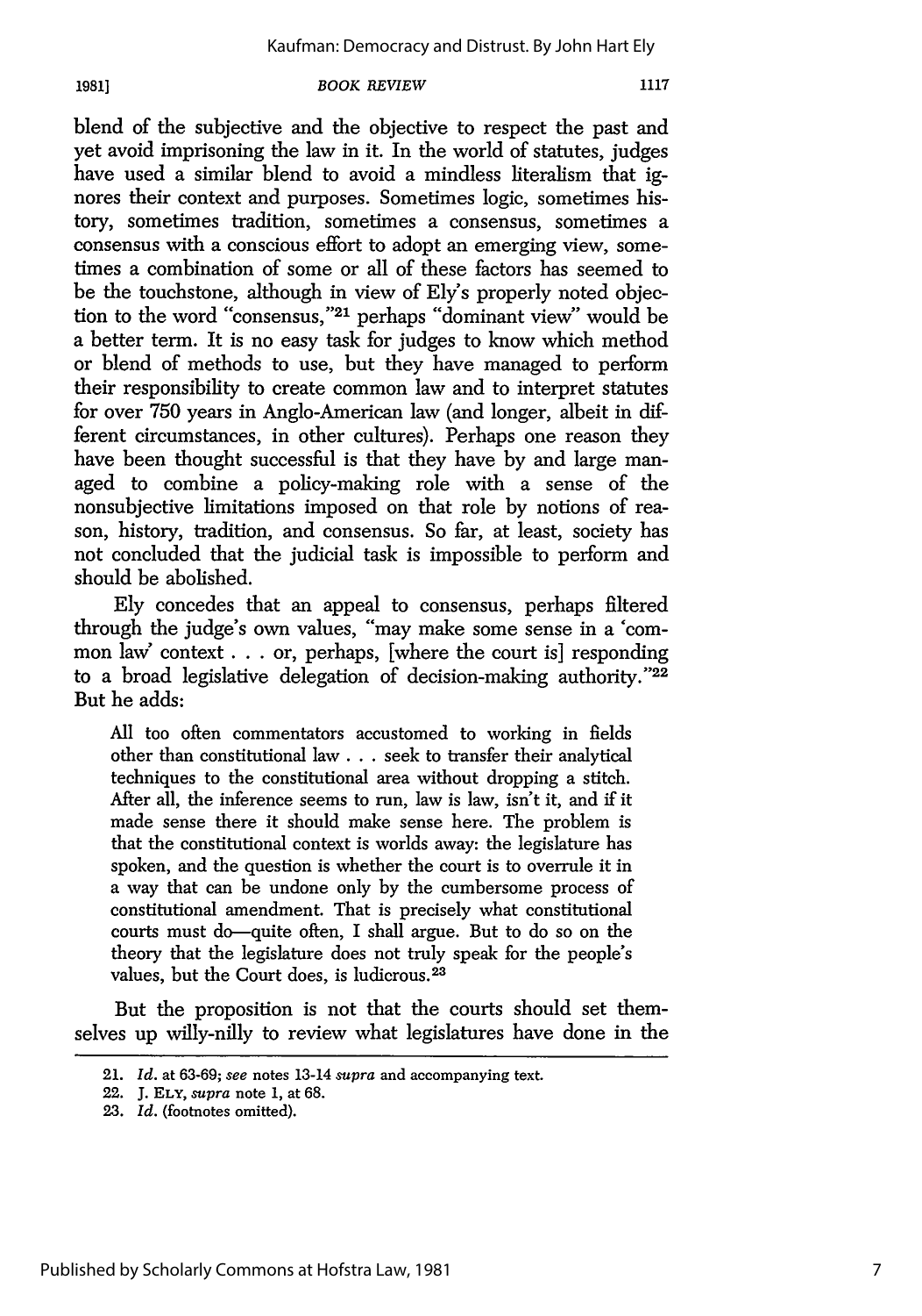blend of the subjective and the objective to respect the past and yet avoid imprisoning the law in it. In the world of statutes, judges have used a similar blend to avoid a mindless literalism that ignores their context and purposes. Sometimes logic, sometimes history, sometimes tradition, sometimes a consensus, sometimes a consensus with a conscious effort to adopt an emerging view, sometimes a combination of some or all of these factors has seemed to be the touchstone, although in view of Ely's properly noted objection to the word "consensus,"[21] perhaps "dominant view" would be a better term. It is no easy task for judges to know which method or blend of methods to use, but they have managed to perform their responsibility to create common law and to interpret statutes for over 750 years in Anglo-American law (and longer, albeit in different circumstances, in other cultures). Perhaps one reason they have been thought successful is that they have by and large managed to combine a policy-making role with a sense of the nonsubjective limitations imposed on that role by notions of reason, history, tradition, and consensus. So far, at least, society has not concluded that the judicial task is impossible to perform and should be abolished.

Ely concedes that an appeal to consensus, perhaps filtered through the judge's own values, "may make some sense in a 'common law' context . . . or, perhaps, [where the court is] responding to a broad legislative delegation of decision-making authority."[22] But he adds:

> All too often commentators accustomed to working in fields other than constitutional law . . . seek to transfer their analytical techniques to the constitutional area without dropping a stitch. After all, the inference seems to run, law is law, isn't it, and if it made sense there it should make sense here. The problem is that the constitutional context is worlds away: the legislature has spoken, and the question is whether the court is to overrule it in a way that can be undone only by the cumbersome process of constitutional amendment. That is precisely what constitutional courts must do—quite often, I shall argue. But to do so on the theory that the legislature does not truly speak for the people's values, but the Court does, is ludicrous.[23]

But the proposition is not that the courts should set themselves up willy-nilly to review what legislatures have done in the

---

21. *Id.* at 63-69; *see* notes 13-14 *supra* and accompanying text.

22. J. ELY, *supra* note 1, at 68.

23. *Id.* (footnotes omitted).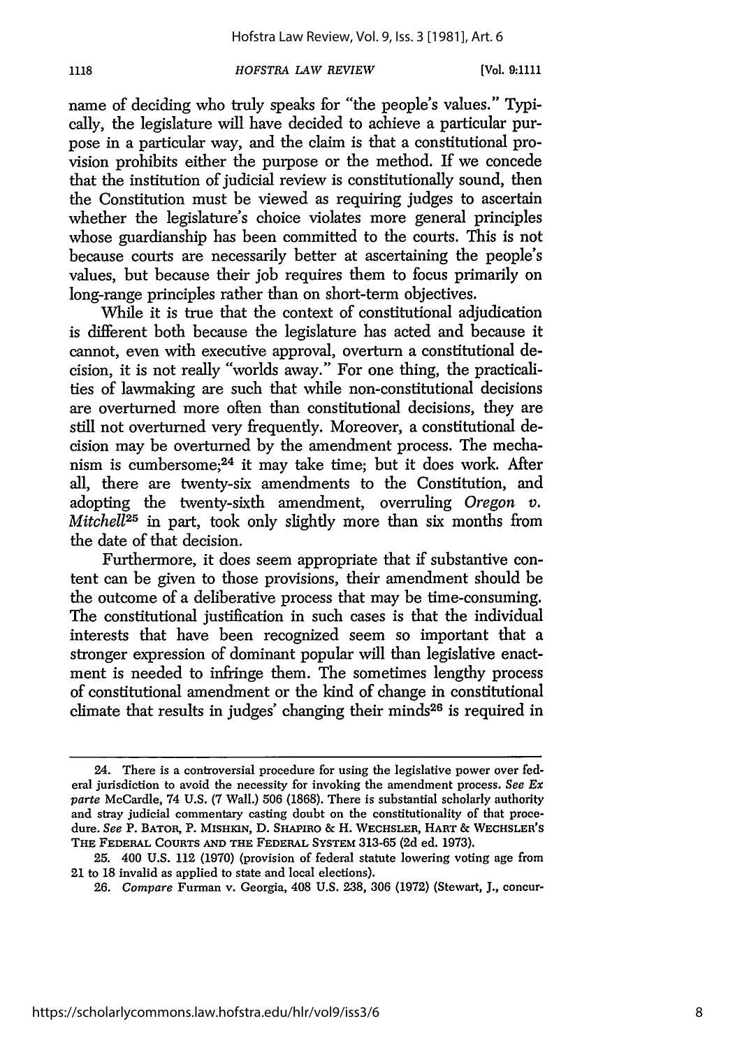name of deciding who truly speaks for "the people's values." Typically, the legislature will have decided to achieve a particular purpose in a particular way, and the claim is that a constitutional provision prohibits either the purpose or the method. If we concede that the institution of judicial review is constitutionally sound, then the Constitution must be viewed as requiring judges to ascertain whether the legislature's choice violates more general principles whose guardianship has been committed to the courts. This is not because courts are necessarily better at ascertaining the people's values, but because their job requires them to focus primarily on long-range principles rather than on short-term objectives.

While it is true that the context of constitutional adjudication is different both because the legislature has acted and because it cannot, even with executive approval, overturn a constitutional decision, it is not really "worlds away." For one thing, the practicalities of lawmaking are such that while non-constitutional decisions are overturned more often than constitutional decisions, they are still not overturned very frequently. Moreover, a constitutional decision may be overturned by the amendment process. The mechanism is cumbersome;[24] it may take time; but it does work. After all, there are twenty-six amendments to the Constitution, and adopting the twenty-sixth amendment, overruling *Oregon v. Mitchell*[25] in part, took only slightly more than six months from the date of that decision.

Furthermore, it does seem appropriate that if substantive content can be given to those provisions, their amendment should be the outcome of a deliberative process that may be time-consuming. The constitutional justification in such cases is that the individual interests that have been recognized seem so important that a stronger expression of dominant popular will than legislative enactment is needed to infringe them. The sometimes lengthy process of constitutional amendment or the kind of change in constitutional climate that results in judges' changing their minds[26] is required in

---

24. There is a controversial procedure for using the legislative power over federal jurisdiction to avoid the necessity for invoking the amendment process. *See Ex parte* McCardle, 74 U.S. (7 Wall.) 506 (1868). There is substantial scholarly authority and stray judicial commentary casting doubt on the constitutionality of that procedure. *See* P. BATOR, P. MISHKIN, D. SHAPIRO & H. WECHSLER, HART & WECHSLER'S THE FEDERAL COURTS AND THE FEDERAL SYSTEM 313-65 (2d ed. 1973).

25. 400 U.S. 112 (1970) (provision of federal statute lowering voting age from 21 to 18 invalid as applied to state and local elections).

26. *Compare* Furman v. Georgia, 408 U.S. 238, 306 (1972) (Stewart, J., concur-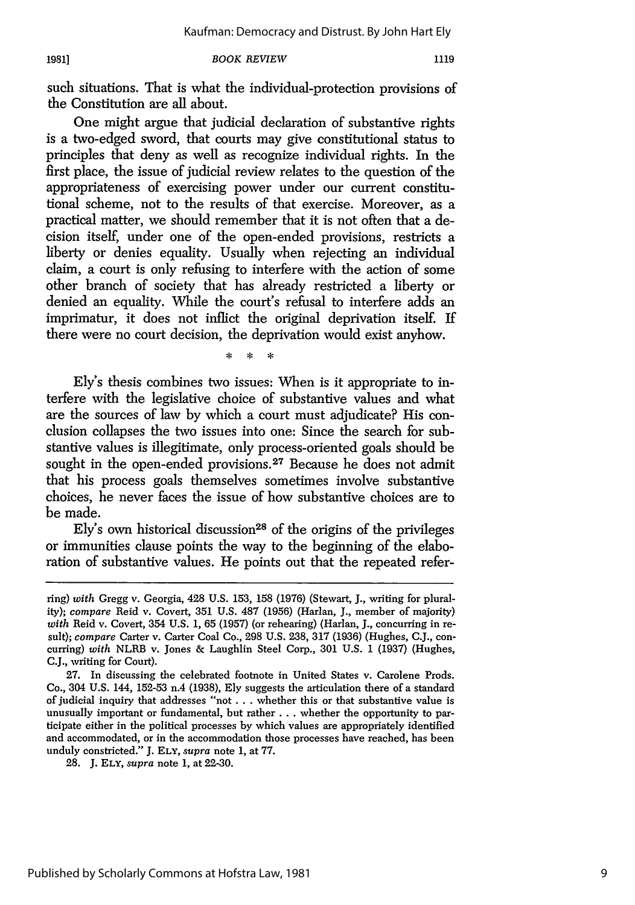such situations. That is what the individual-protection provisions of the Constitution are all about.

One might argue that judicial declaration of substantive rights is a two-edged sword, that courts may give constitutional status to principles that deny as well as recognize individual rights. In the first place, the issue of judicial review relates to the question of the appropriateness of exercising power under our current constitutional scheme, not to the results of that exercise. Moreover, as a practical matter, we should remember that it is not often that a decision itself, under one of the open-ended provisions, restricts a liberty or denies equality. Usually when rejecting an individual claim, a court is only refusing to interfere with the action of some other branch of society that has already restricted a liberty or denied an equality. While the court's refusal to interfere adds an imprimatur, it does not inflict the original deprivation itself. If there were no court decision, the deprivation would exist anyhow.

\* \* \*

Ely's thesis combines two issues: When is it appropriate to interfere with the legislative choice of substantive values and what are the sources of law by which a court must adjudicate? His conclusion collapses the two issues into one: Since the search for substantive values is illegitimate, only process-oriented goals should be sought in the open-ended provisions.[27] Because he does not admit that his process goals themselves sometimes involve substantive choices, he never faces the issue of how substantive choices are to be made.

Ely's own historical discussion[28] of the origins of the privileges or immunities clause points the way to the beginning of the elaboration of substantive values. He points out that the repeated refer-

---

ring) *with* Gregg v. Georgia, 428 U.S. 153, 158 (1976) (Stewart, J., writing for plurality); *compare* Reid v. Covert, 351 U.S. 487 (1956) (Harlan, J., member of majority) *with* Reid v. Covert, 354 U.S. 1, 65 (1957) (or rehearing) (Harlan, J., concurring in result); *compare* Carter v. Carter Coal Co., 298 U.S. 238, 317 (1936) (Hughes, C.J., concurring) *with* NLRB v. Jones & Laughlin Steel Corp., 301 U.S. 1 (1937) (Hughes, C.J., writing for Court).

27. In discussing the celebrated footnote in United States v. Carolene Prods. Co., 304 U.S. 144, 152-53 n.4 (1938), Ely suggests the articulation there of a standard of judicial inquiry that addresses "not . . . whether this or that substantive value is unusually important or fundamental, but rather . . . whether the opportunity to participate either in the political processes by which values are appropriately identified and accommodated, or in the accommodation those processes have reached, has been unduly constricted." J. ELY, *supra* note 1, at 77.

28. J. ELY, *supra* note 1, at 22-30.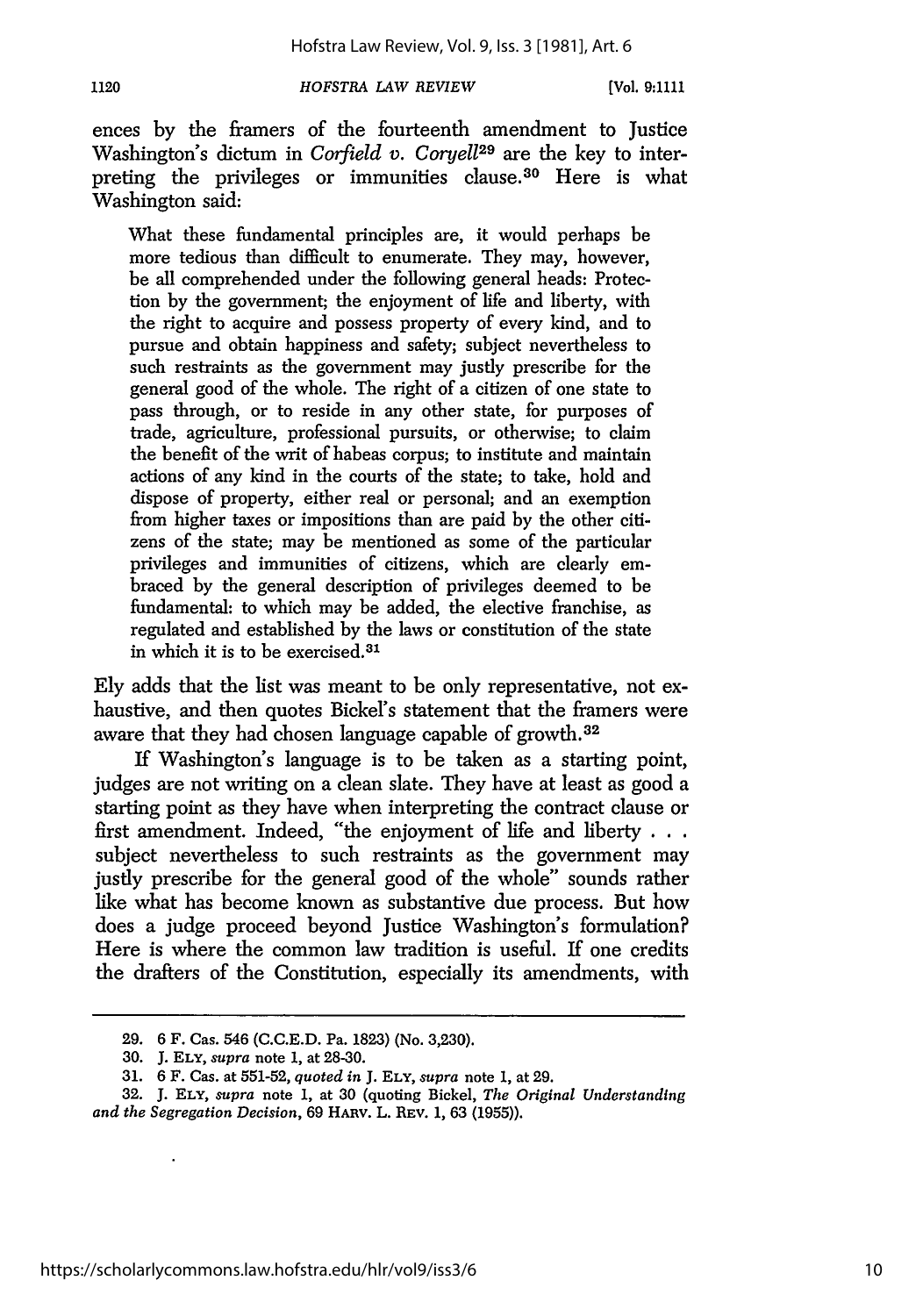ences by the framers of the fourteenth amendment to Justice Washington's dictum in *Corfield v. Coryell*[29] are the key to interpreting the privileges or immunities clause.[30] Here is what Washington said:

> What these fundamental principles are, it would perhaps be more tedious than difficult to enumerate. They may, however, be all comprehended under the following general heads: Protection by the government; the enjoyment of life and liberty, with the right to acquire and possess property of every kind, and to pursue and obtain happiness and safety; subject nevertheless to such restraints as the government may justly prescribe for the general good of the whole. The right of a citizen of one state to pass through, or to reside in any other state, for purposes of trade, agriculture, professional pursuits, or otherwise; to claim the benefit of the writ of habeas corpus; to institute and maintain actions of any kind in the courts of the state; to take, hold and dispose of property, either real or personal; and an exemption from higher taxes or impositions than are paid by the other citizens of the state; may be mentioned as some of the particular privileges and immunities of citizens, which are clearly embraced by the general description of privileges deemed to be fundamental: to which may be added, the elective franchise, as regulated and established by the laws or constitution of the state in which it is to be exercised.[31]

Ely adds that the list was meant to be only representative, not exhaustive, and then quotes Bickel's statement that the framers were aware that they had chosen language capable of growth.[32]

If Washington's language is to be taken as a starting point, judges are not writing on a clean slate. They have at least as good a starting point as they have when interpreting the contract clause or first amendment. Indeed, "the enjoyment of life and liberty . . . subject nevertheless to such restraints as the government may justly prescribe for the general good of the whole" sounds rather like what has become known as substantive due process. But how does a judge proceed beyond Justice Washington's formulation? Here is where the common law tradition is useful. If one credits the drafters of the Constitution, especially its amendments, with

---

29. 6 F. Cas. 546 (C.C.E.D. Pa. 1823) (No. 3,230).

30. J. Ely, *supra* note 1, at 28-30.

31. 6 F. Cas. at 551-52, *quoted in* J. Ely, *supra* note 1, at 29.

32. J. Ely, *supra* note 1, at 30 (quoting Bickel, *The Original Understanding and the Segregation Decision*, 69 Harv. L. Rev. 1, 63 (1955)).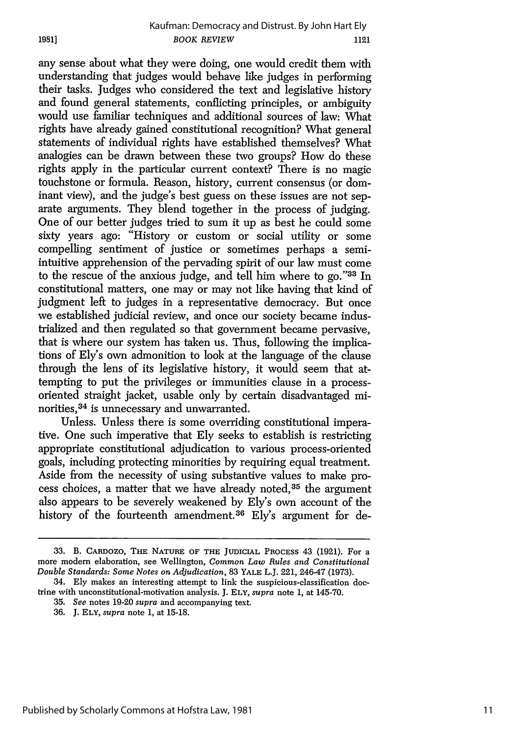any sense about what they were doing, one would credit them with understanding that judges would behave like judges in performing their tasks. Judges who considered the text and legislative history and found general statements, conflicting principles, or ambiguity would use familiar techniques and additional sources of law: What rights have already gained constitutional recognition? What general statements of individual rights have established themselves? What analogies can be drawn between these two groups? How do these rights apply in the particular current context? There is no magic touchstone or formula. Reason, history, current consensus (or dominant view), and the judge's best guess on these issues are not separate arguments. They blend together in the process of judging. One of our better judges tried to sum it up as best he could some sixty years ago: "History or custom or social utility or some compelling sentiment of justice or sometimes perhaps a semi-intuitive apprehension of the pervading spirit of our law must come to the rescue of the anxious judge, and tell him where to go."[33] In constitutional matters, one may or may not like having that kind of judgment left to judges in a representative democracy. But once we established judicial review, and once our society became industrialized and then regulated so that government became pervasive, that is where our system has taken us. Thus, following the implications of Ely's own admonition to look at the language of the clause through the lens of its legislative history, it would seem that attempting to put the privileges or immunities clause in a process-oriented straight jacket, usable only by certain disadvantaged minorities,[34] is unnecessary and unwarranted.

Unless. Unless there is some overriding constitutional imperative. One such imperative that Ely seeks to establish is restricting appropriate constitutional adjudication to various process-oriented goals, including protecting minorities by requiring equal treatment. Aside from the necessity of using substantive values to make process choices, a matter that we have already noted,[35] the argument also appears to be severely weakened by Ely's own account of the history of the fourteenth amendment.[36] Ely's argument for de-

---

33. B. CARDOZO, THE NATURE OF THE JUDICIAL PROCESS 43 (1921). For a more modern elaboration, see Wellington, *Common Law Rules and Constitutional Double Standards: Some Notes on Adjudication*, 83 YALE L.J. 221, 246-47 (1973).

34. Ely makes an interesting attempt to link the suspicious-classification doctrine with unconstitutional-motivation analysis. J. ELY, *supra* note 1, at 145-70.

35. *See* notes 19-20 *supra* and accompanying text.

36. J. ELY, *supra* note 1, at 15-18.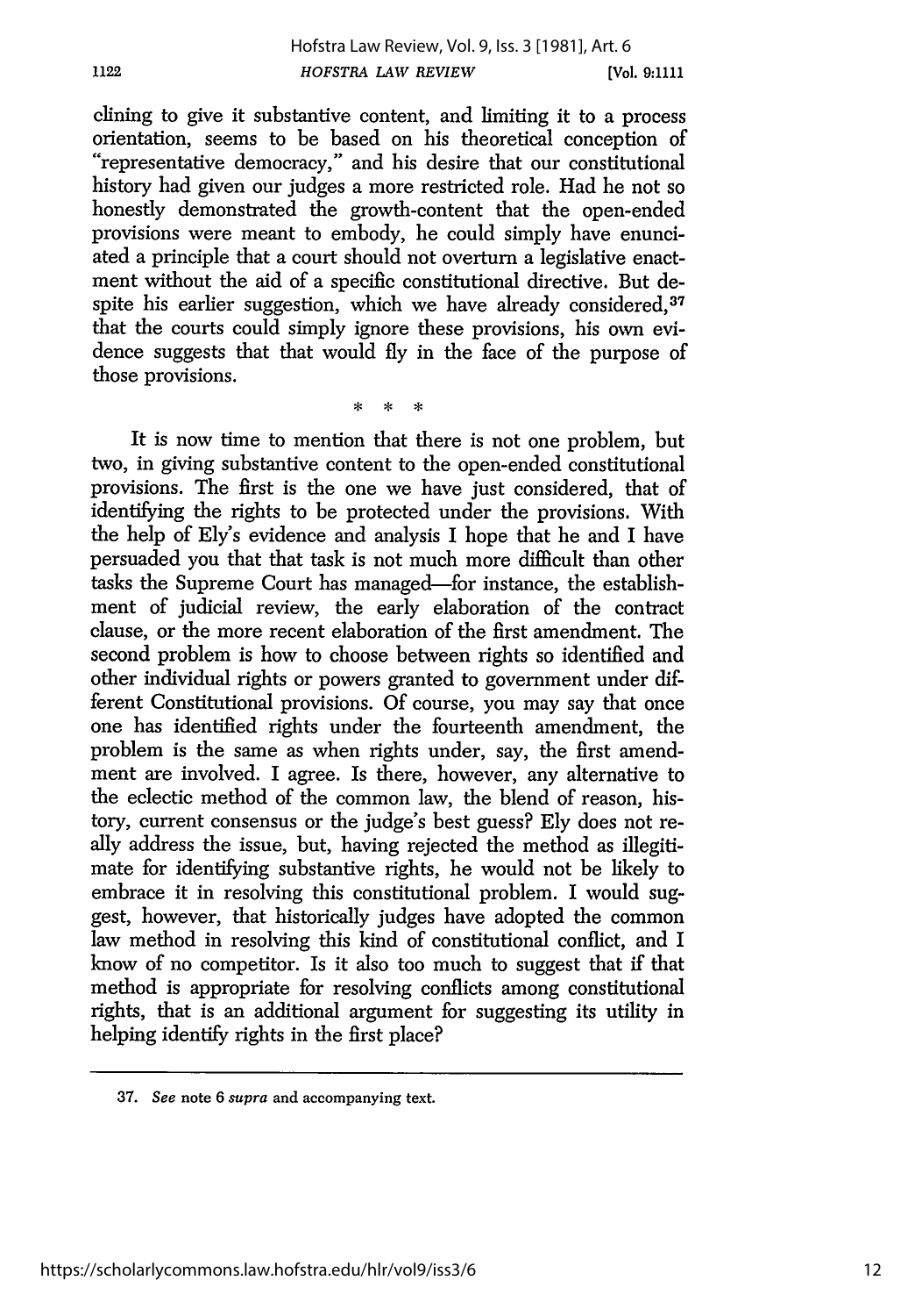clining to give it substantive content, and limiting it to a process orientation, seems to be based on his theoretical conception of "representative democracy," and his desire that our constitutional history had given our judges a more restricted role. Had he not so honestly demonstrated the growth-content that the open-ended provisions were meant to embody, he could simply have enunciated a principle that a court should not overturn a legislative enactment without the aid of a specific constitutional directive. But despite his earlier suggestion, which we have already considered,[37] that the courts could simply ignore these provisions, his own evidence suggests that that would fly in the face of the purpose of those provisions.

\* \* \*

It is now time to mention that there is not one problem, but two, in giving substantive content to the open-ended constitutional provisions. The first is the one we have just considered, that of identifying the rights to be protected under the provisions. With the help of Ely's evidence and analysis I hope that he and I have persuaded you that that task is not much more difficult than other tasks the Supreme Court has managed—for instance, the establishment of judicial review, the early elaboration of the contract clause, or the more recent elaboration of the first amendment. The second problem is how to choose between rights so identified and other individual rights or powers granted to government under different Constitutional provisions. Of course, you may say that once one has identified rights under the fourteenth amendment, the problem is the same as when rights under, say, the first amendment are involved. I agree. Is there, however, any alternative to the eclectic method of the common law, the blend of reason, history, current consensus or the judge's best guess? Ely does not really address the issue, but, having rejected the method as illegitimate for identifying substantive rights, he would not be likely to embrace it in resolving this constitutional problem. I would suggest, however, that historically judges have adopted the common law method in resolving this kind of constitutional conflict, and I know of no competitor. Is it also too much to suggest that if that method is appropriate for resolving conflicts among constitutional rights, that is an additional argument for suggesting its utility in helping identify rights in the first place?

---

37. *See* note 6 *supra* and accompanying text.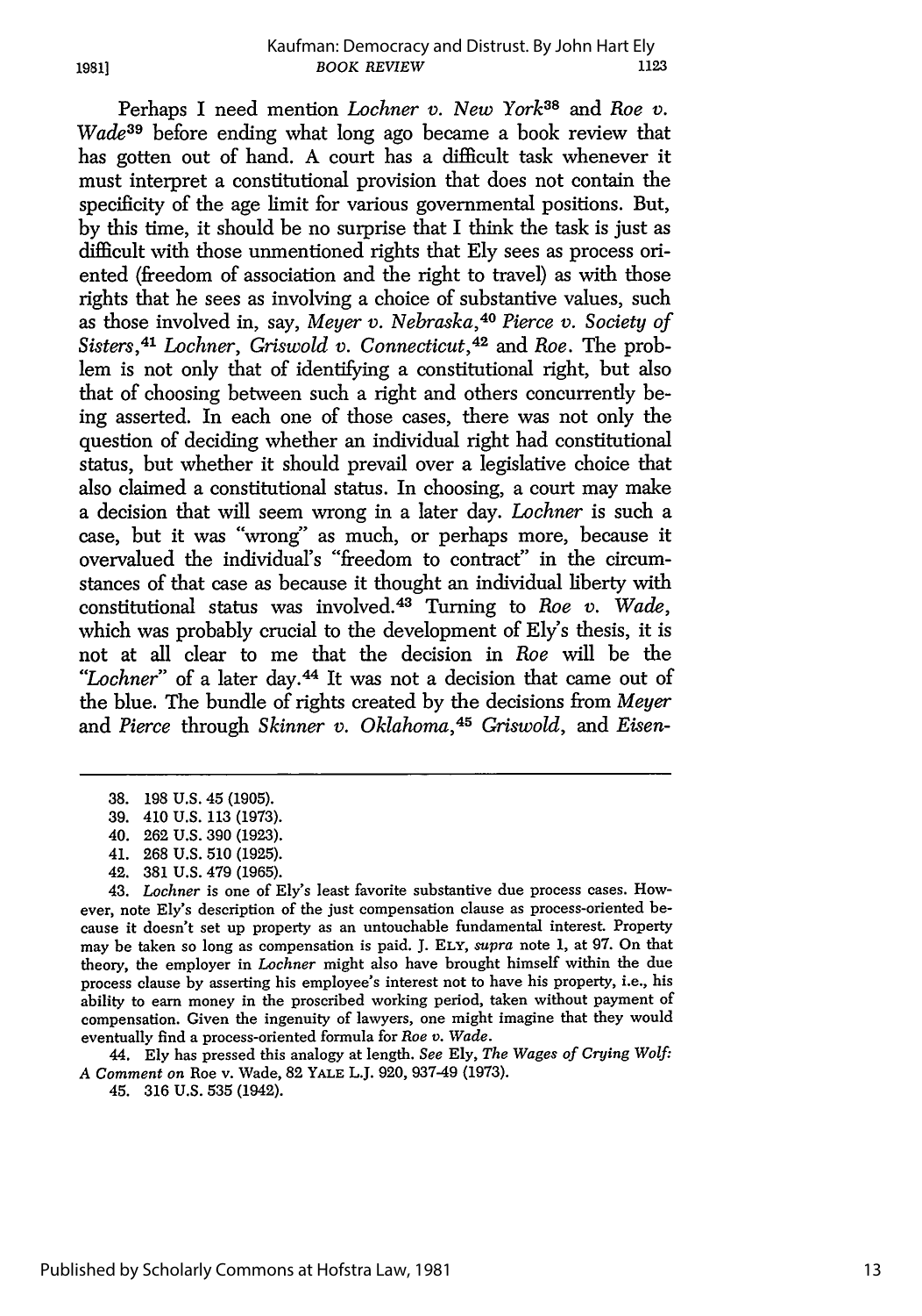Perhaps I need mention *Lochner v. New York*[38] and *Roe v. Wade*[39] before ending what long ago became a book review that has gotten out of hand. A court has a difficult task whenever it must interpret a constitutional provision that does not contain the specificity of the age limit for various governmental positions. But, by this time, it should be no surprise that I think the task is just as difficult with those unmentioned rights that Ely sees as process oriented (freedom of association and the right to travel) as with those rights that he sees as involving a choice of substantive values, such as those involved in, say, *Meyer v. Nebraska*,[40] *Pierce v. Society of Sisters*,[41] *Lochner*, *Griswold v. Connecticut*,[42] and *Roe*. The problem is not only that of identifying a constitutional right, but also that of choosing between such a right and others concurrently being asserted. In each one of those cases, there was not only the question of deciding whether an individual right had constitutional status, but whether it should prevail over a legislative choice that also claimed a constitutional status. In choosing, a court may make a decision that will seem wrong in a later day. *Lochner* is such a case, but it was "wrong" as much, or perhaps more, because it overvalued the individual's "freedom to contract" in the circumstances of that case as because it thought an individual liberty with constitutional status was involved.[43] Turning to *Roe v. Wade*, which was probably crucial to the development of Ely's thesis, it is not at all clear to me that the decision in *Roe* will be the "*Lochner*" of a later day.[44] It was not a decision that came out of the blue. The bundle of rights created by the decisions from *Meyer* and *Pierce* through *Skinner v. Oklahoma*,[45] *Griswold*, and *Eisen-*

---

38. 198 U.S. 45 (1905).

39. 410 U.S. 113 (1973).

40. 262 U.S. 390 (1923).

41. 268 U.S. 510 (1925).

42. 381 U.S. 479 (1965).

43. *Lochner* is one of Ely's least favorite substantive due process cases. However, note Ely's description of the just compensation clause as process-oriented because it doesn't set up property as an untouchable fundamental interest. Property may be taken so long as compensation is paid. J. ELY, *supra* note 1, at 97. On that theory, the employer in *Lochner* might also have brought himself within the due process clause by asserting his employee's interest not to have his property, i.e., his ability to earn money in the proscribed working period, taken without payment of compensation. Given the ingenuity of lawyers, one might imagine that they would eventually find a process-oriented formula for *Roe v. Wade*.

44. Ely has pressed this analogy at length. *See* Ely, *The Wages of Crying Wolf: A Comment on* Roe v. Wade, 82 YALE L.J. 920, 937-49 (1973).

45. 316 U.S. 535 (1942).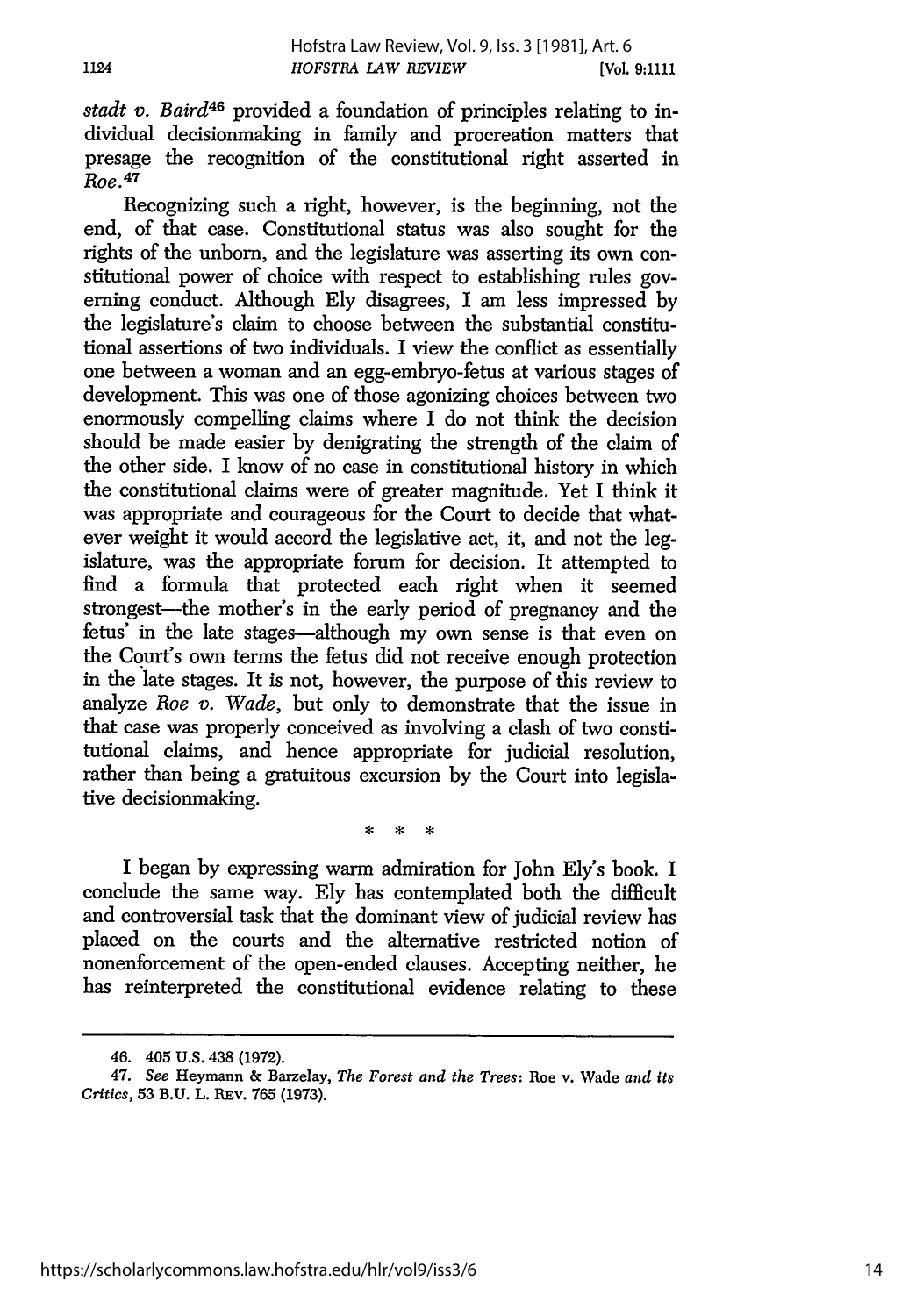*stadt v. Baird*[46] provided a foundation of principles relating to individual decisionmaking in family and procreation matters that presage the recognition of the constitutional right asserted in *Roe*.[47]

Recognizing such a right, however, is the beginning, not the end, of that case. Constitutional status was also sought for the rights of the unborn, and the legislature was asserting its own constitutional power of choice with respect to establishing rules governing conduct. Although Ely disagrees, I am less impressed by the legislature's claim to choose between the substantial constitutional assertions of two individuals. I view the conflict as essentially one between a woman and an egg-embryo-fetus at various stages of development. This was one of those agonizing choices between two enormously compelling claims where I do not think the decision should be made easier by denigrating the strength of the claim of the other side. I know of no case in constitutional history in which the constitutional claims were of greater magnitude. Yet I think it was appropriate and courageous for the Court to decide that whatever weight it would accord the legislative act, it, and not the legislature, was the appropriate forum for decision. It attempted to find a formula that protected each right when it seemed strongest—the mother's in the early period of pregnancy and the fetus' in the late stages—although my own sense is that even on the Court's own terms the fetus did not receive enough protection in the late stages. It is not, however, the purpose of this review to analyze *Roe v. Wade*, but only to demonstrate that the issue in that case was properly conceived as involving a clash of two constitutional claims, and hence appropriate for judicial resolution, rather than being a gratuitous excursion by the Court into legislative decisionmaking.

\* \* \*

I began by expressing warm admiration for John Ely's book. I conclude the same way. Ely has contemplated both the difficult and controversial task that the dominant view of judicial review has placed on the courts and the alternative restricted notion of nonenforcement of the open-ended clauses. Accepting neither, he has reinterpreted the constitutional evidence relating to these

---

46. 405 U.S. 438 (1972).

47. *See* Heymann & Barzelay, *The Forest and the Trees:* Roe v. Wade *and its Critics*, 53 B.U. L. REV. 765 (1973).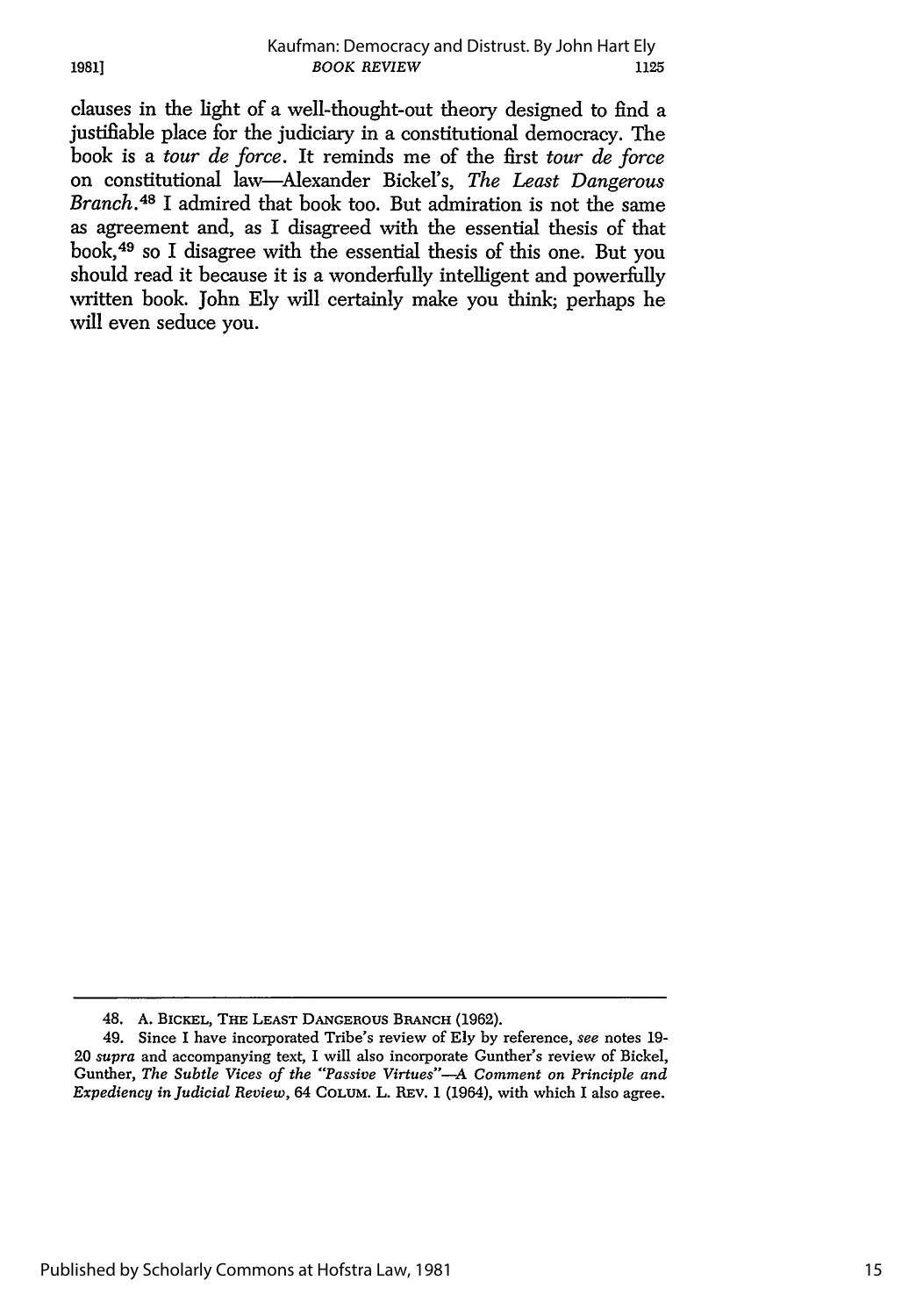clauses in the light of a well-thought-out theory designed to find a justifiable place for the judiciary in a constitutional democracy. The book is a *tour de force*. It reminds me of the first *tour de force* on constitutional law—Alexander Bickel's, *The Least Dangerous Branch*.[48] I admired that book too. But admiration is not the same as agreement and, as I disagreed with the essential thesis of that book,[49] so I disagree with the essential thesis of this one. But you should read it because it is a wonderfully intelligent and powerfully written book. John Ely will certainly make you think; perhaps he will even seduce you.

---

48. A. BICKEL, THE LEAST DANGEROUS BRANCH (1962).

49. Since I have incorporated Tribe's review of Ely by reference, *see* notes 19-20 *supra* and accompanying text, I will also incorporate Gunther's review of Bickel, Gunther, *The Subtle Vices of the "Passive Virtues"—A Comment on Principle and Expediency in Judicial Review*, 64 COLUM. L. REV. 1 (1964), with which I also agree.